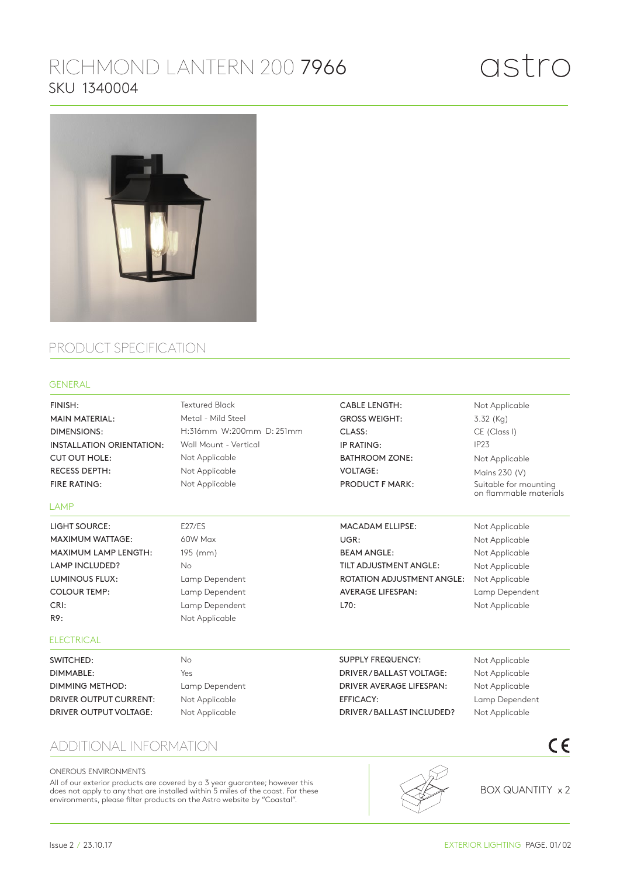# RICHMOND LANTERN 200 7966

SKU 1340004

astro

## PRODUCT SPECIFICATION

### GENERAL

| | | | |
|---|---|---|---|
| FINISH: | Textured Black | CABLE LENGTH: | Not Applicable |
| MAIN MATERIAL: | Metal - Mild Steel | GROSS WEIGHT: | 3.32 (Kg) |
| DIMENSIONS: | H:316mm W:200mm D: 251mm | CLASS: | CE (Class I) |
| INSTALLATION ORIENTATION: | Wall Mount - Vertical | IP RATING: | IP23 |
| CUT OUT HOLE: | Not Applicable | BATHROOM ZONE: | Not Applicable |
| RECESS DEPTH: | Not Applicable | VOLTAGE: | Mains 230 (V) |
| FIRE RATING: | Not Applicable | PRODUCT F MARK: | Suitable for mounting on flammable materials |

### LAMP

| | | | |
|---|---|---|---|
| LIGHT SOURCE: | E27/ES | MACADAM ELLIPSE: | Not Applicable |
| MAXIMUM WATTAGE: | 60W Max | UGR: | Not Applicable |
| MAXIMUM LAMP LENGTH: | 195 (mm) | BEAM ANGLE: | Not Applicable |
| LAMP INCLUDED? | No | TILT ADJUSTMENT ANGLE: | Not Applicable |
| LUMINOUS FLUX: | Lamp Dependent | ROTATION ADJUSTMENT ANGLE: | Not Applicable |
| COLOUR TEMP: | Lamp Dependent | AVERAGE LIFESPAN: | Lamp Dependent |
| CRI: | Lamp Dependent | L70: | Not Applicable |
| R9: | Not Applicable | | |

### ELECTRICAL

| | | | |
|---|---|---|---|
| SWITCHED: | No | SUPPLY FREQUENCY: | Not Applicable |
| DIMMABLE: | Yes | DRIVER / BALLAST VOLTAGE: | Not Applicable |
| DIMMING METHOD: | Lamp Dependent | DRIVER AVERAGE LIFESPAN: | Not Applicable |
| DRIVER OUTPUT CURRENT: | Not Applicable | EFFICACY: | Lamp Dependent |
| DRIVER OUTPUT VOLTAGE: | Not Applicable | DRIVER / BALLAST INCLUDED? | Not Applicable |

## ADDITIONAL INFORMATION

CE

ONEROUS ENVIRONMENTS

All of our exterior products are covered by a 3 year guarantee; however this does not apply to any that are installed within 5 miles of the coast. For these environments, please filter products on the Astro website by "Coastal".

BOX QUANTITY x 2

Issue 2 / 23.10.17

EXTERIOR LIGHTING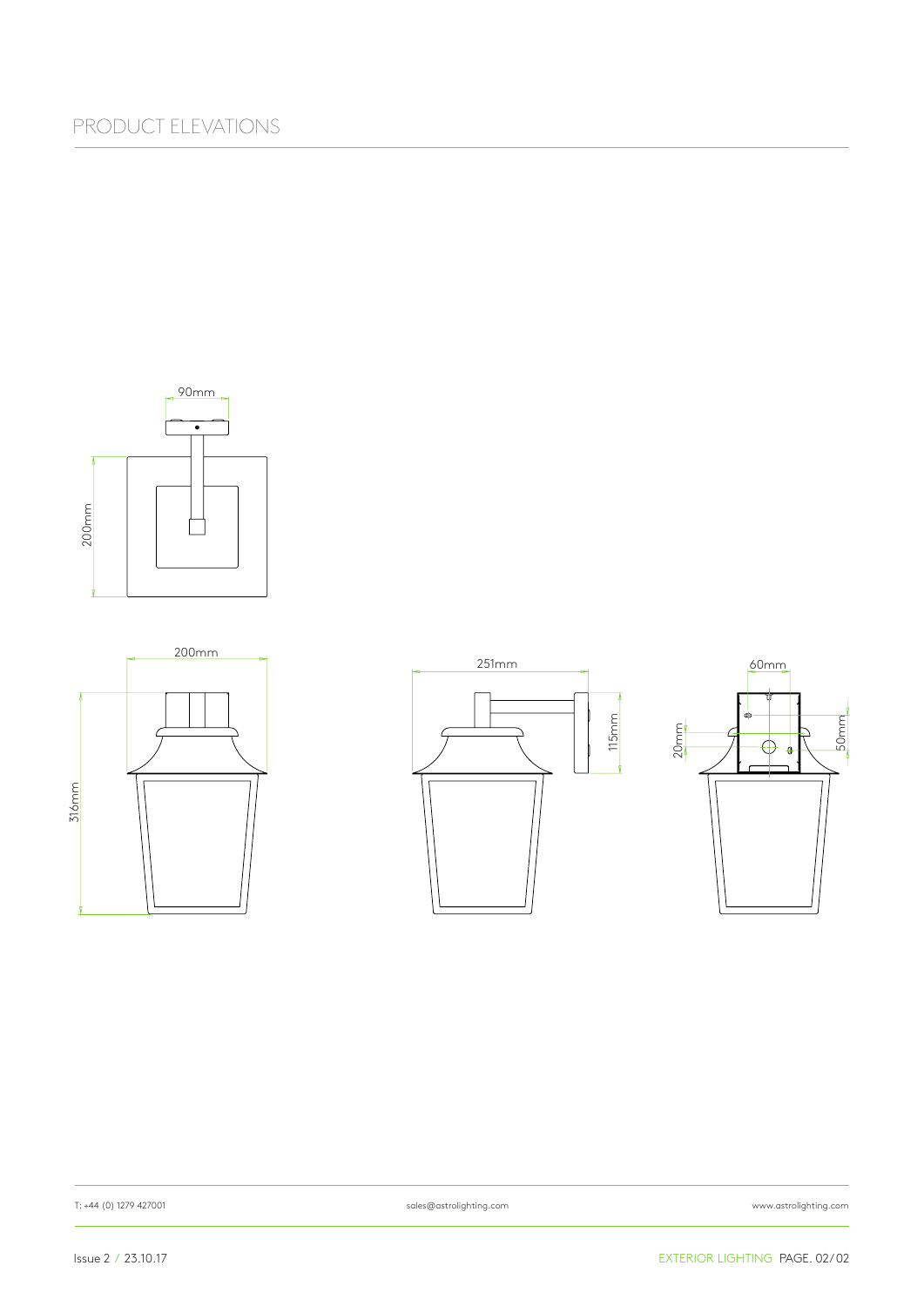# PRODUCT ELEVATIONS

90mm

200mm

200mm

316mm

251mm

115mm

60mm

20mm

50mm

T: +44 (0) 1279 427001

sales@astrolighting.com

www.astrolighting.com

Issue 2 / 23.10.17

EXTERIOR LIGHTING